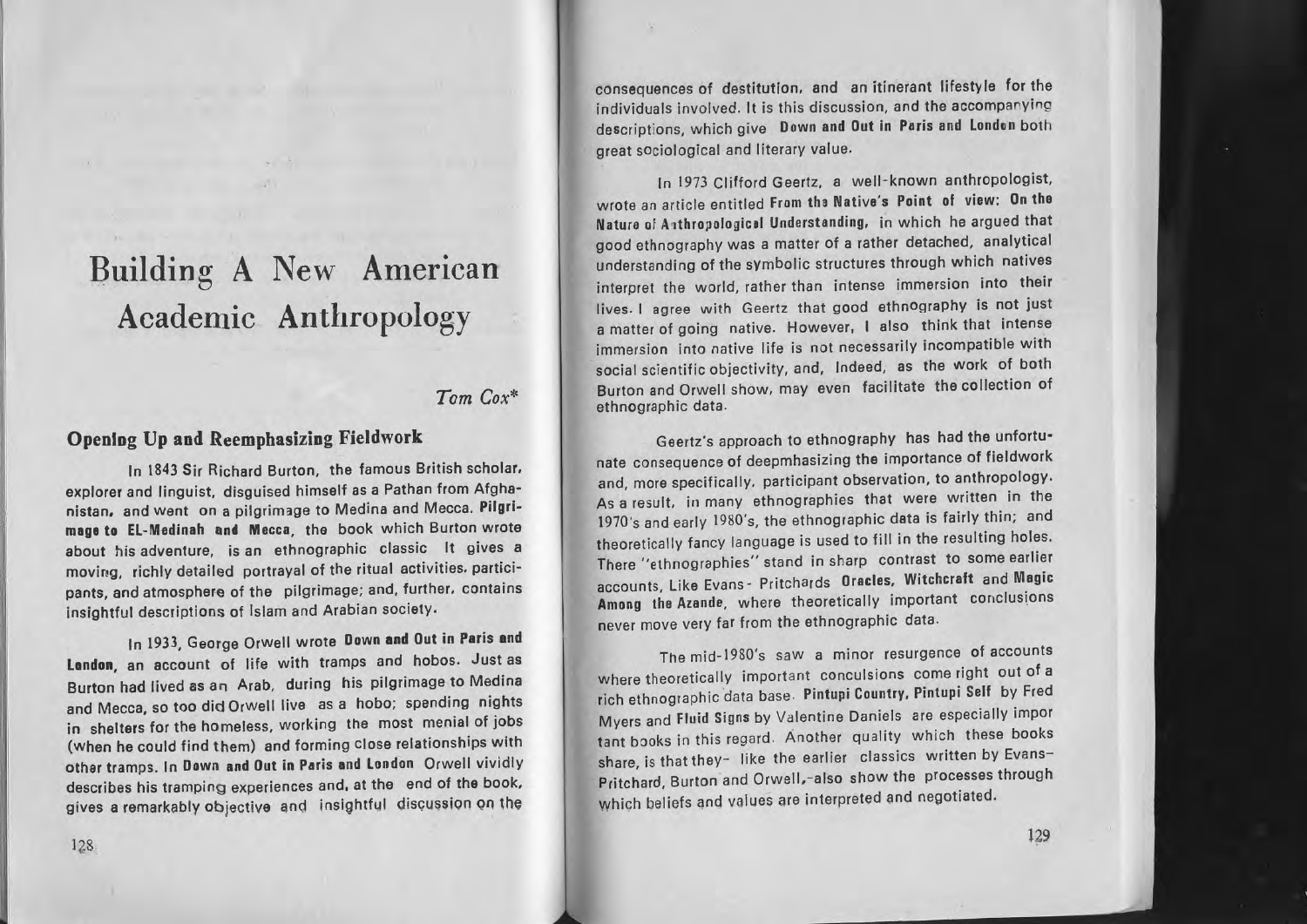# Building A New American Academic Anthropology

*Tom Cox\**

## Opening Up and Reemphasizing Fieldwork

In 1843 Sir Richard Burton, the famous British scholar, explorer and linguist, disguised himself as a Pathan from Afghanistan, and went on a pilgrimage to Medina and Mecca. **Pilgrimage to EL-Medinah and Mecca**, the book which Burton wrote about his adventure, is an ethnographic classic It gives a moving, richly detailed portrayal of the ritual activities, participants, and atmosphere of the pilgrimage; and, further, contains insightful descriptions of Islam and Arabian society.

In 1933, George Orwell wrote **Down and Out in Paris and London**, an account of life with tramps and hobos. Just as Burton had lived as an Arab, during his pilgrimage to Medina and Mecca, so too did Orwell live as a hobo; spending nights in shelters for the homeless, working the most menial of jobs (when he could find them) and forming close relationships with other tramps. In **Down and Out in Paris and London** Orwell vividly describes his tramping experiences and, at the end of the book, gives a remarkably objective and insightful discussion on the consequences of destitution, and an itinerant lifestyle for the individuals involved. It is this discussion, and the accompanying descriptions, which give **Down and Out in Paris and London** both great sociological and literary value.

In 1973 Clifford Geertz, a well-known anthropologist, wrote an article entitled **From the Native's Point of view: On the Nature of Anthropological Understanding**, in which he argued that good ethnography was a matter of a rather detached, analytical understanding of the symbolic structures through which natives interpret the world, rather than intense immersion into their lives. I agree with Geertz that good ethnography is not just a matter of going native. However, I also think that intense immersion into native life is not necessarily incompatible with social scientific objectivity, and, Indeed, as the work of both Burton and Orwell show, may even facilitate the collection of ethnographic data.

Geertz's approach to ethnography has had the unfortunate consequence of deepmhasizing the importance of fieldwork and, more specifically, participant observation, to anthropology. As a result, in many ethnographies that were written in the 1970's and early 1980's, the ethnographic data is fairly thin; and theoretically fancy language is used to fill in the resulting holes. There "ethnographies" stand in sharp contrast to some earlier accounts, Like Evans- Pritchards **Oracles, Witchcraft and Magic Among the Azande**, where theoretically important conclusions never move very far from the ethnographic data.

The mid-1980's saw a minor resurgence of accounts where theoretically important conculsions come right out of a rich ethnographic data base. **Pintupi Country, Pintupi Self** by Fred Myers and **Fluid Signs** by Valentine Daniels are especially impor tant books in this regard. Another quality which these books share, is that they- like the earlier classics written by Evans-Pritchard, Burton and Orwell,-also show the processes through which beliefs and values are interpreted and negotiated.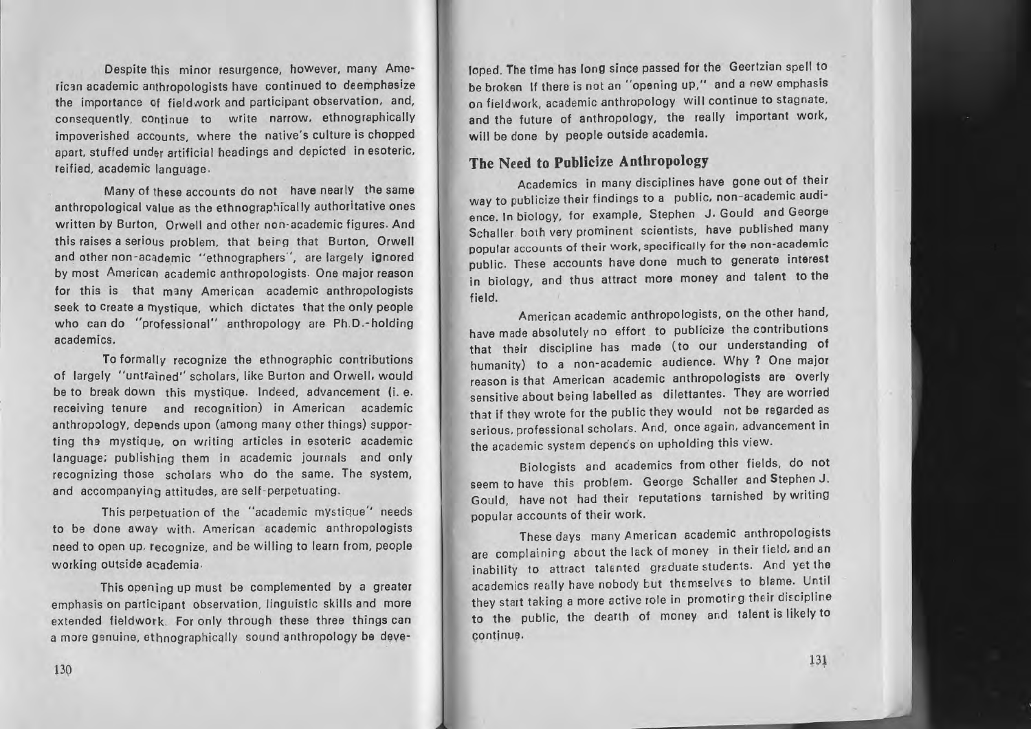Despite this minor resurgence, however, many American academic anthropologists have continued to deemphasize the importance of fieldwork and participant observation, and, consequently, continue to write narrow, ethnographically impoverished accounts, where the native's culture is chopped apart, stuffed under artificial headings and depicted in esoteric, reified, academic language.

Many of these accounts do not have nearly the same anthropological value as the ethnographically authoritative ones written by Burton, Orwell and other non-academic figures. And this raises a serious problem, that being that Burton, Orwell and other non-academic "ethnographers", are largely ignored by most American academic anthropologists. One major reason for this is that many American academic anthropologists seek to create a mystique, which dictates that the only people who can do "professional" anthropology are Ph.D.-holding academics.

To formally recognize the ethnographic contributions of largely "untrained" scholars, like Burton and Orwell, would be to break down this mystique. Indeed, advancement (i. e. receiving tenure and recognition) in American academic anthropology, depends upon (among many other things) supporting the mystique, on writing articles in esoteric academic language; publishing them in academic journals and only recognizing those scholars who do the same. The system, and accompanying attitudes, are self-perpetuating.

This perpetuation of the "academic mystique" needs to be done away with. American academic anthropologists need to open up, recognize, and be willing to learn from, people working outside academia.

This opening up must be complemented by a greater emphasis on participant observation, linguistic skills and more extended fieldwork. For only through these three things can a more genuine, ethnographically sound anthropology be developed. The time has long since passed for the Geertzian spell to be broken. If there is not an "opening up," and a new emphasis on fieldwork, academic anthropology will continue to stagnate, and the future of anthropology, the really important work, will be done by people outside academia.

## The Need to Publicize Anthropology

Academics in many disciplines have gone out of their way to publicize their findings to a public, non-academic audience. In biology, for example, Stephen J. Gould and George Schaller both very prominent scientists, have published many popular accounts of their work, specifically for the non-academic public. These accounts have done much to generate interest in biology, and thus attract more money and talent to the field.

American academic anthropologists, on the other hand, have made absolutely no effort to publicize the contributions that their discipline has made (to our understanding of humanity) to a non-academic audience. Why ? One major reason is that American academic anthropologists are overly sensitive about being labelled as dilettantes. They are worried that if they wrote for the public they would not be regarded as serious, professional scholars. And, once again, advancement in the academic system depends on upholding this view.

Biologists and academics from other fields, do not seem to have this problem. George Schaller and Stephen J. Gould, have not had their reputations tarnished by writing popular accounts of their work.

These days many American academic anthropologists are complaining about the lack of money in their field, and an inability to attract talented graduate students. And yet the academics really have nobody but themselves to blame. Until they start taking a more active role in promoting their discipline to the public, the dearth of money and talent is likely to continue.